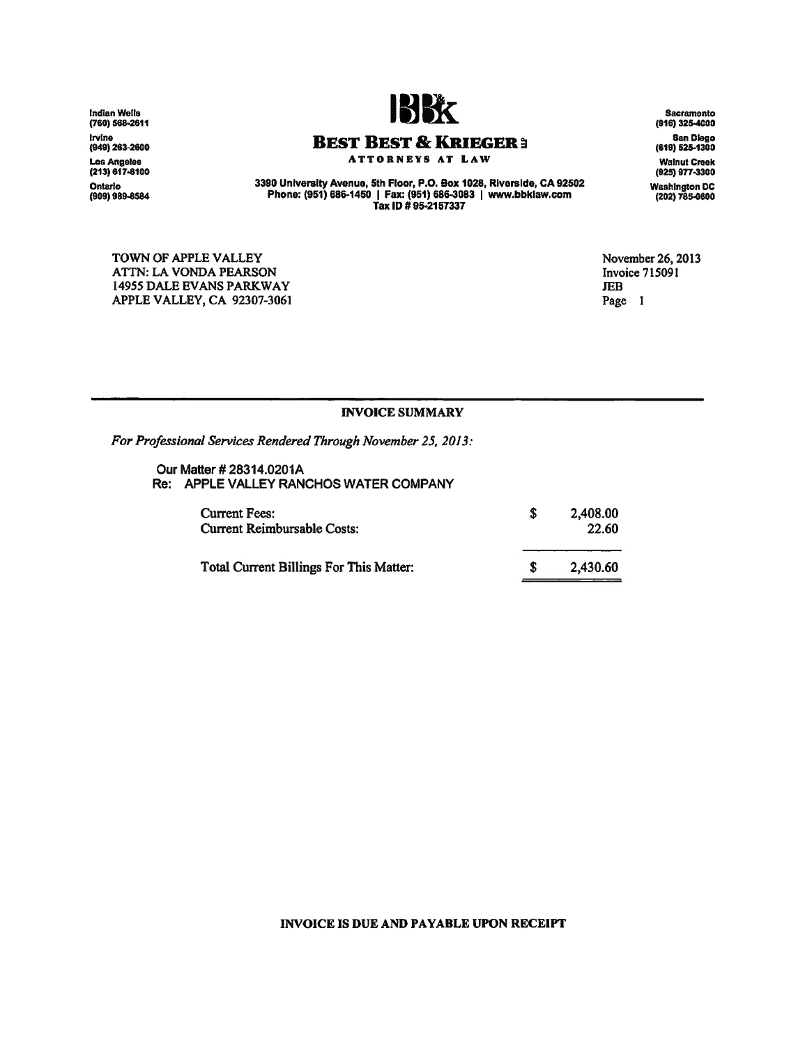Indian Wells
(760) 568-2611

Irvine
(949) 263-2600

Los Angeles
(213) 617-8100

Ontario
(909) 989-8584

**BBK**

# BEST BEST & KRIEGER LLP

ATTORNEYS AT LAW

3390 University Avenue, 5th Floor, P.O. Box 1028, Riverside, CA 92502
Phone: (951) 686-1450 | Fax: (951) 686-3083 | www.bbklaw.com
Tax ID # 95-2157337

Sacramento
(916) 325-4000

San Diego
(619) 525-1300

Walnut Creek
(925) 977-3300

Washington DC
(202) 785-0600

TOWN OF APPLE VALLEY
ATTN: LA VONDA PEARSON
14955 DALE EVANS PARKWAY
APPLE VALLEY, CA 92307-3061

November 26, 2013
Invoice 715091
JEB
Page 1

## INVOICE SUMMARY

*For Professional Services Rendered Through November 25, 2013:*

Our Matter # 28314.0201A
Re: APPLE VALLEY RANCHOS WATER COMPANY

| | | |
|---|---|---|
| Current Fees: | $ | 2,408.00 |
| Current Reimbursable Costs: | | 22.60 |
| Total Current Billings For This Matter: | $ | 2,430.60 |

**INVOICE IS DUE AND PAYABLE UPON RECEIPT**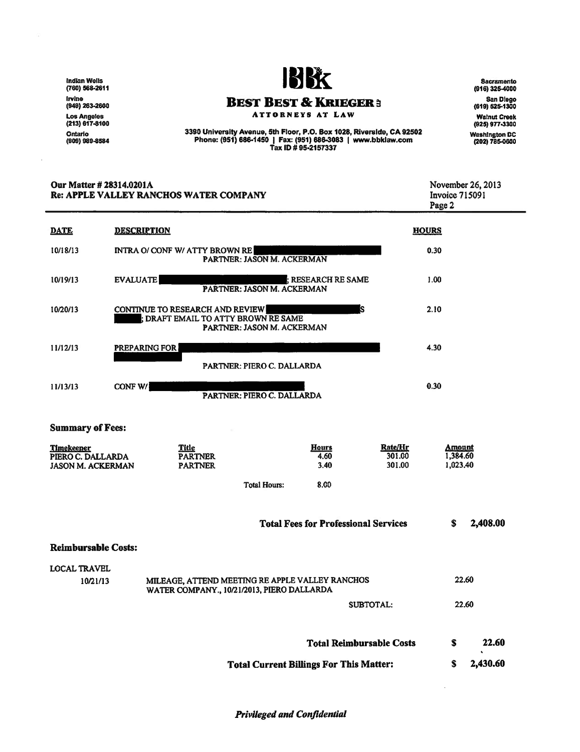Indian Wells (760) 568-2611
Irvine (949) 263-2600
Los Angeles (213) 617-8100
Ontario (909) 989-8584

# BEST BEST & KRIEGER LLP

ATTORNEYS AT LAW

3390 University Avenue, 5th Floor, P.O. Box 1028, Riverside, CA 92502
Phone: (951) 686-1450 | Fax: (951) 686-3083 | www.bbklaw.com
Tax ID # 95-2157337

Sacramento (916) 325-4000
San Diego (619) 525-1300
Walnut Creek (925) 977-3300
Washington DC (202) 785-0600

**Our Matter # 28314.0201A**
**Re: APPLE VALLEY RANCHOS WATER COMPANY**

November 26, 2013
Invoice 715091
Page 2

| DATE | DESCRIPTION | HOURS |
|---|---|---|
| 10/18/13 | INTRA O/ CONF W/ ATTY BROWN RE [REDACTED] PARTNER: JASON M. ACKERMAN | 0.30 |
| 10/19/13 | EVALUATE [REDACTED]; RESEARCH RE SAME PARTNER: JASON M. ACKERMAN | 1.00 |
| 10/20/13 | CONTINUE TO RESEARCH AND REVIEW [REDACTED]S [REDACTED]; DRAFT EMAIL TO ATTY BROWN RE SAME PARTNER: JASON M. ACKERMAN | 2.10 |
| 11/12/13 | PREPARING FOR [REDACTED] PARTNER: PIERO C. DALLARDA | 4.30 |
| 11/13/13 | CONF W/ [REDACTED] PARTNER: PIERO C. DALLARDA | 0.30 |

### Summary of Fees:

| Timekeeper | Title | Hours | Rate/Hr | Amount |
|---|---|---|---|---|
| PIERO C. DALLARDA | PARTNER | 4.60 | 301.00 | 1,384.60 |
| JASON M. ACKERMAN | PARTNER | 3.40 | 301.00 | 1,023.40 |
| | Total Hours: | 8.00 | | |

**Total Fees for Professional Services** **$ 2,408.00**

### Reimbursable Costs:

LOCAL TRAVEL

| | | |
|---|---|---|
| 10/21/13 | MILEAGE, ATTEND MEETING RE APPLE VALLEY RANCHOS WATER COMPANY., 10/21/2013, PIERO DALLARDA | 22.60 |
| | SUBTOTAL: | 22.60 |

**Total Reimbursable Costs** **$ 22.60**

**Total Current Billings For This Matter:** **$ 2,430.60**

***Privileged and Confidential***